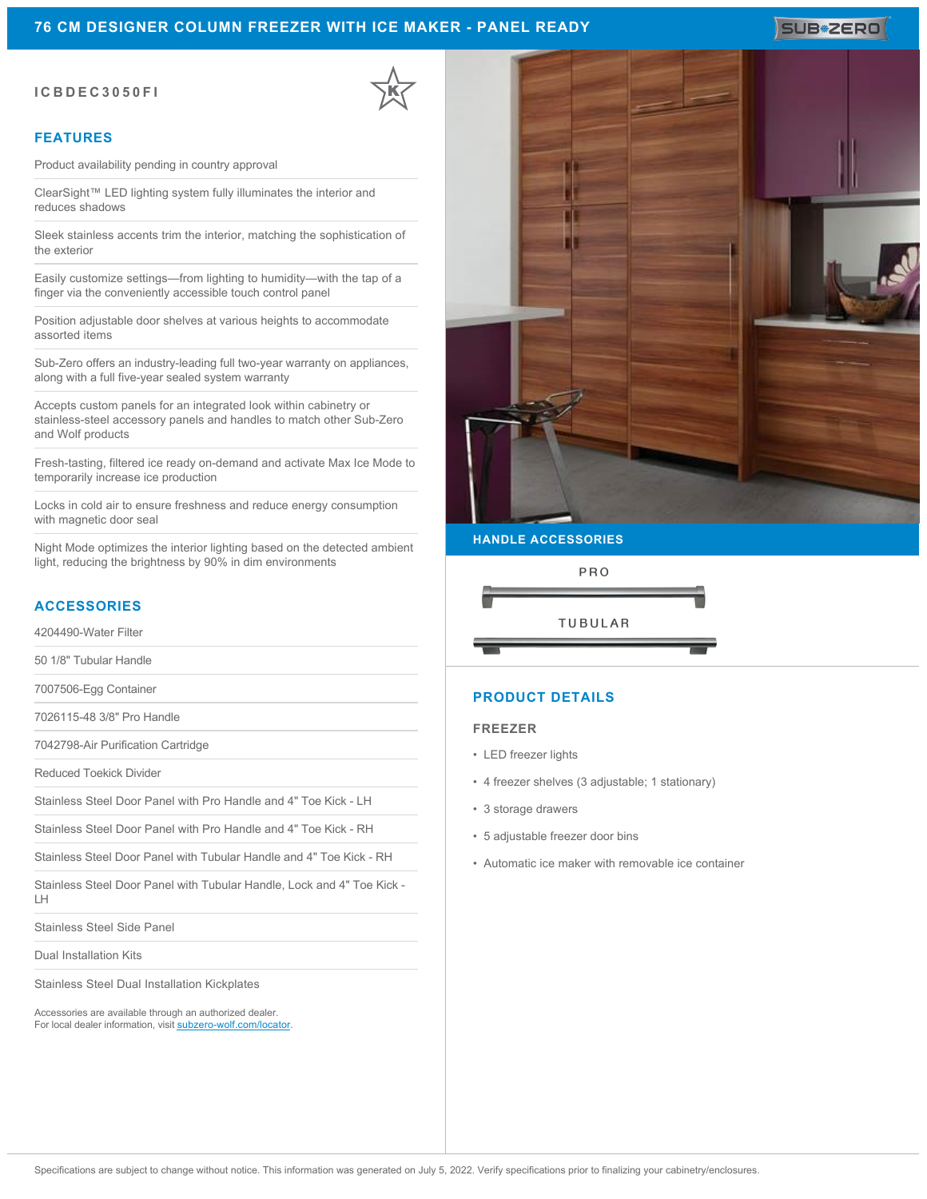# 76 CM DESIGNER COLUMN FREEZER WITH ICE MAKER - PANEL READY

**ICBDEC3050FI**

## FEATURES

- Product availability pending in country approval
- ClearSight™ LED lighting system fully illuminates the interior and reduces shadows
- Sleek stainless accents trim the interior, matching the sophistication of the exterior
- Easily customize settings—from lighting to humidity—with the tap of a finger via the conveniently accessible touch control panel
- Position adjustable door shelves at various heights to accommodate assorted items
- Sub-Zero offers an industry-leading full two-year warranty on appliances, along with a full five-year sealed system warranty
- Accepts custom panels for an integrated look within cabinetry or stainless-steel accessory panels and handles to match other Sub-Zero and Wolf products
- Fresh-tasting, filtered ice ready on-demand and activate Max Ice Mode to temporarily increase ice production
- Locks in cold air to ensure freshness and reduce energy consumption with magnetic door seal
- Night Mode optimizes the interior lighting based on the detected ambient light, reducing the brightness by 90% in dim environments

## ACCESSORIES

- 4204490-Water Filter
- 50 1/8" Tubular Handle
- 7007506-Egg Container
- 7026115-48 3/8" Pro Handle
- 7042798-Air Purification Cartridge
- Reduced Toekick Divider
- Stainless Steel Door Panel with Pro Handle and 4" Toe Kick - LH
- Stainless Steel Door Panel with Pro Handle and 4" Toe Kick - RH
- Stainless Steel Door Panel with Tubular Handle and 4" Toe Kick - RH
- Stainless Steel Door Panel with Tubular Handle, Lock and 4" Toe Kick - LH
- Stainless Steel Side Panel
- Dual Installation Kits
- Stainless Steel Dual Installation Kickplates

Accessories are available through an authorized dealer.
For local dealer information, visit subzero-wolf.com/locator.

## HANDLE ACCESSORIES

PRO

TUBULAR

## PRODUCT DETAILS

### FREEZER

- LED freezer lights
- 4 freezer shelves (3 adjustable; 1 stationary)
- 3 storage drawers
- 5 adjustable freezer door bins
- Automatic ice maker with removable ice container

Specifications are subject to change without notice. This information was generated on July 5, 2022. Verify specifications prior to finalizing your cabinetry/enclosures.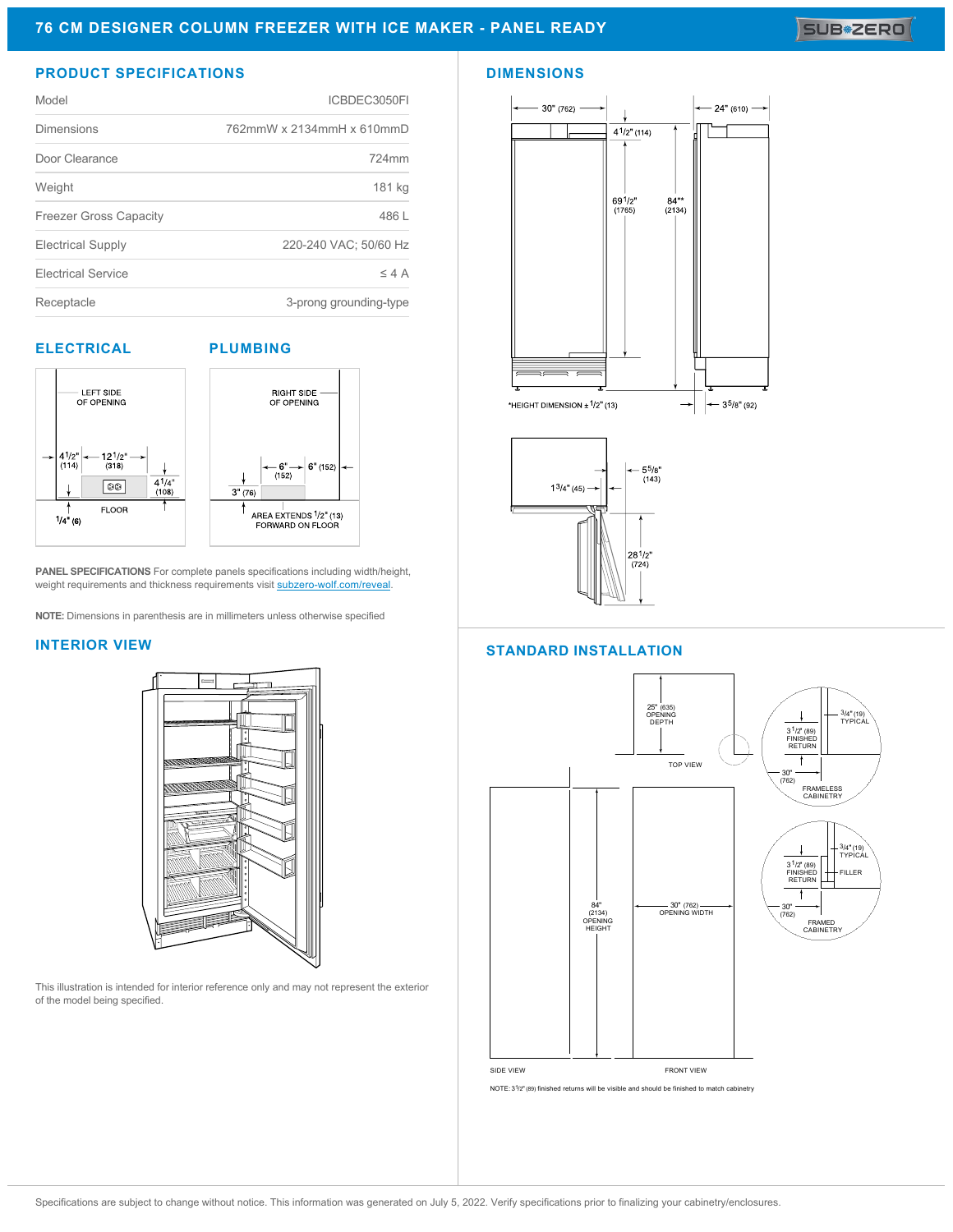# 76 CM DESIGNER COLUMN FREEZER WITH ICE MAKER - PANEL READY

## PRODUCT SPECIFICATIONS

| | |
|---|---|
| Model | ICBDEC3050FI |
| Dimensions | 762mmW x 2134mmH x 610mmD |
| Door Clearance | 724mm |
| Weight | 181 kg |
| Freezer Gross Capacity | 486 L |
| Electrical Supply | 220-240 VAC; 50/60 Hz |
| Electrical Service | ≤ 4 A |
| Receptacle | 3-prong grounding-type |

## ELECTRICAL

LEFT SIDE OF OPENING

4 1/2" (114)

12 1/2" (318)

4 1/4" (108)

1/4" (6)

FLOOR

## PLUMBING

RIGHT SIDE OF OPENING

6" (152)

6" (152)

3" (76)

AREA EXTENDS 1/2" (13) FORWARD ON FLOOR

**PANEL SPECIFICATIONS** For complete panels specifications including width/height, weight requirements and thickness requirements visit subzero-wolf.com/reveal.

**NOTE:** Dimensions in parenthesis are in millimeters unless otherwise specified

## INTERIOR VIEW

This illustration is intended for interior reference only and may not represent the exterior of the model being specified.

## DIMENSIONS

30" (762)

24" (610)

4 1/2" (114)

69 1/2" (1765)

84"* (2134)

*HEIGHT DIMENSION ± 1/2" (13)

3 5/8" (92)

1 3/4" (45)

5 5/8" (143)

28 1/2" (724)

## STANDARD INSTALLATION

25" (635) OPENING DEPTH

TOP VIEW

3/4" (19) TYPICAL

3 1/2" (89) FINISHED RETURN

30" (762)

FRAMELESS CABINETRY

3/4" (19) TYPICAL

3 1/2" (89) FINISHED RETURN

FILLER

30" (762)

FRAMED CABINETRY

84" (2134) OPENING HEIGHT

30" (762) OPENING WIDTH

SIDE VIEW

FRONT VIEW

NOTE: 3 1/2" (89) finished returns will be visible and should be finished to match cabinetry

Specifications are subject to change without notice. This information was generated on July 5, 2022. Verify specifications prior to finalizing your cabinetry/enclosures.